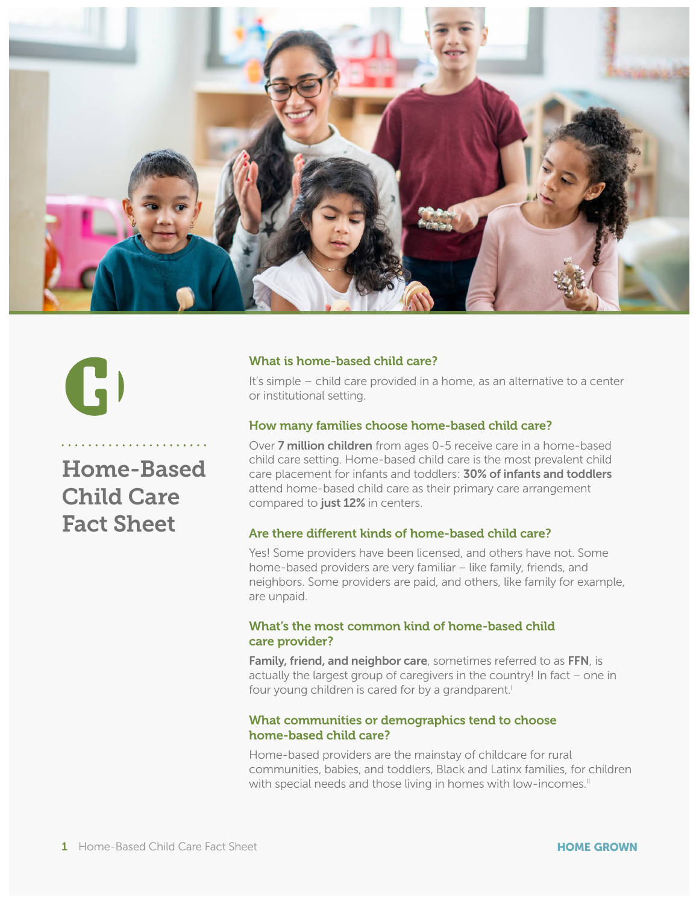# Home-Based Child Care Fact Sheet

## What is home-based child care?

It's simple – child care provided in a home, as an alternative to a center or institutional setting.

## How many families choose home-based child care?

Over **7 million children** from ages 0-5 receive care in a home-based child care setting. Home-based child care is the most prevalent child care placement for infants and toddlers: **30% of infants and toddlers** attend home-based child care as their primary care arrangement compared to **just 12%** in centers.

## Are there different kinds of home-based child care?

Yes! Some providers have been licensed, and others have not. Some home-based providers are very familiar – like family, friends, and neighbors. Some providers are paid, and others, like family for example, are unpaid.

## What's the most common kind of home-based child care provider?

**Family, friend, and neighbor care**, sometimes referred to as **FFN**, is actually the largest group of caregivers in the country! In fact – one in four young children is cared for by a grandparent.[i]

## What communities or demographics tend to choose home-based child care?

Home-based providers are the mainstay of childcare for rural communities, babies, and toddlers, Black and Latinx families, for children with special needs and those living in homes with low-incomes.[ii]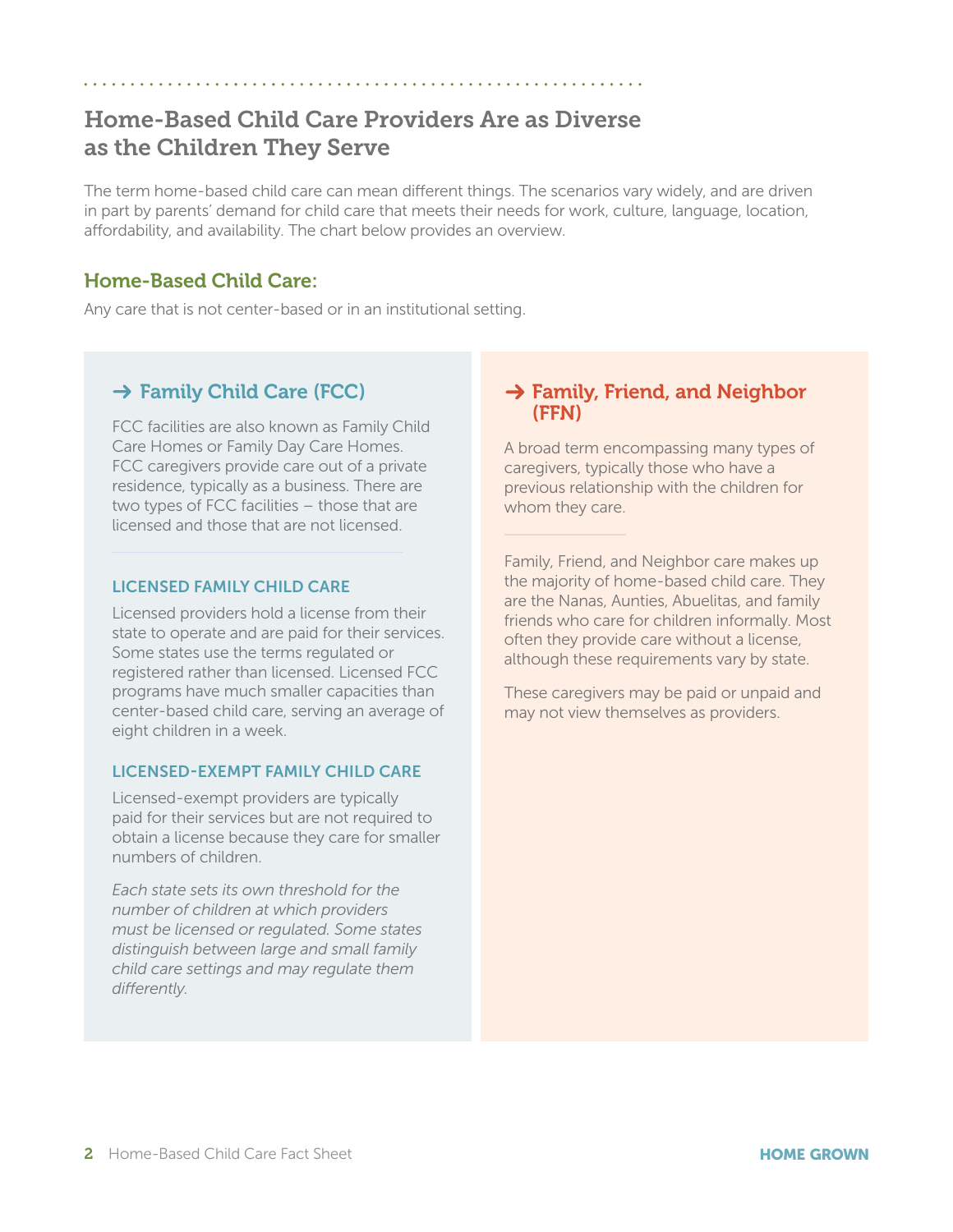## Home-Based Child Care Providers Are as Diverse as the Children They Serve

The term home-based child care can mean different things. The scenarios vary widely, and are driven in part by parents' demand for child care that meets their needs for work, culture, language, location, affordability, and availability. The chart below provides an overview.

### Home-Based Child Care:

Any care that is not center-based or in an institutional setting.

### → Family Child Care (FCC)

FCC facilities are also known as Family Child Care Homes or Family Day Care Homes. FCC caregivers provide care out of a private residence, typically as a business. There are two types of FCC facilities – those that are licensed and those that are not licensed.

#### LICENSED FAMILY CHILD CARE

Licensed providers hold a license from their state to operate and are paid for their services. Some states use the terms regulated or registered rather than licensed. Licensed FCC programs have much smaller capacities than center-based child care, serving an average of eight children in a week.

#### LICENSED-EXEMPT FAMILY CHILD CARE

Licensed-exempt providers are typically paid for their services but are not required to obtain a license because they care for smaller numbers of children.

*Each state sets its own threshold for the number of children at which providers must be licensed or regulated. Some states distinguish between large and small family child care settings and may regulate them differently.*

### → Family, Friend, and Neighbor (FFN)

A broad term encompassing many types of caregivers, typically those who have a previous relationship with the children for whom they care.

Family, Friend, and Neighbor care makes up the majority of home-based child care. They are the Nanas, Aunties, Abuelitas, and family friends who care for children informally. Most often they provide care without a license, although these requirements vary by state.

These caregivers may be paid or unpaid and may not view themselves as providers.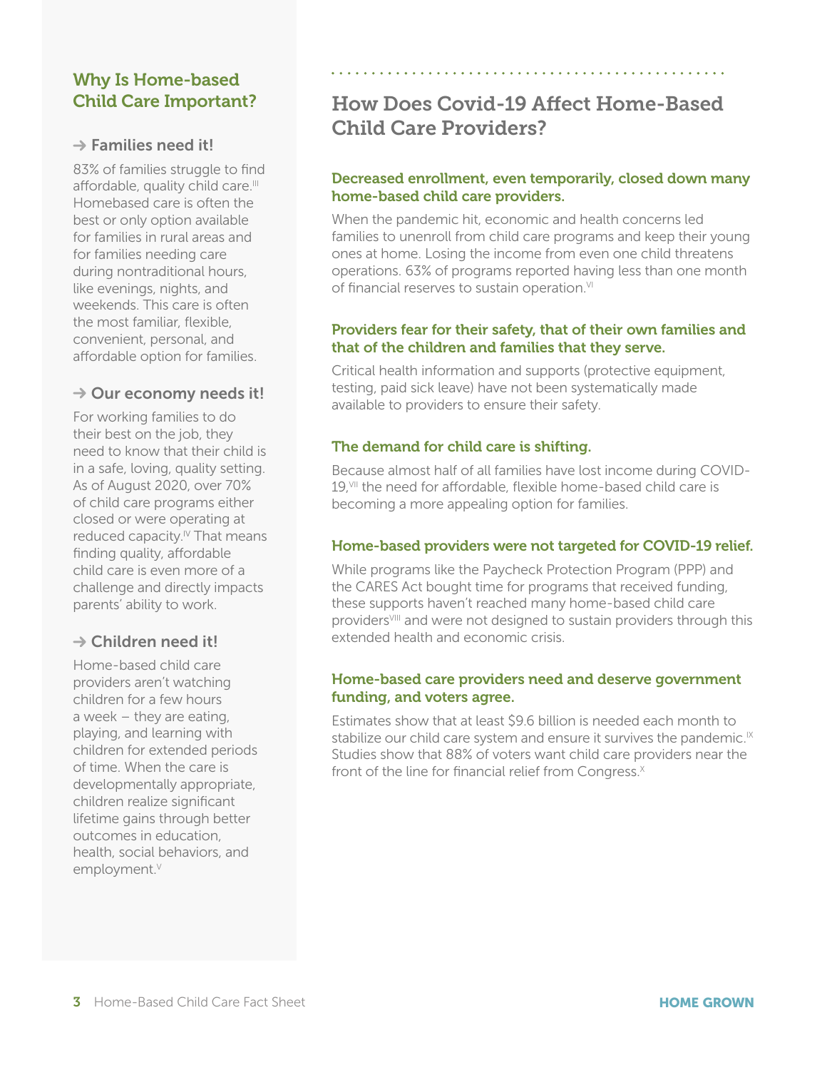## Why Is Home-based Child Care Important?

### → Families need it!

83% of families struggle to find affordable, quality child care.[III] Homebased care is often the best or only option available for families in rural areas and for families needing care during nontraditional hours, like evenings, nights, and weekends. This care is often the most familiar, flexible, convenient, personal, and affordable option for families.

### → Our economy needs it!

For working families to do their best on the job, they need to know that their child is in a safe, loving, quality setting. As of August 2020, over 70% of child care programs either closed or were operating at reduced capacity.[IV] That means finding quality, affordable child care is even more of a challenge and directly impacts parents' ability to work.

### → Children need it!

Home-based child care providers aren't watching children for a few hours a week – they are eating, playing, and learning with children for extended periods of time. When the care is developmentally appropriate, children realize significant lifetime gains through better outcomes in education, health, social behaviors, and employment.[V]

## How Does Covid-19 Affect Home-Based Child Care Providers?

### Decreased enrollment, even temporarily, closed down many home-based child care providers.

When the pandemic hit, economic and health concerns led families to unenroll from child care programs and keep their young ones at home. Losing the income from even one child threatens operations. 63% of programs reported having less than one month of financial reserves to sustain operation.[VI]

### Providers fear for their safety, that of their own families and that of the children and families that they serve.

Critical health information and supports (protective equipment, testing, paid sick leave) have not been systematically made available to providers to ensure their safety.

### The demand for child care is shifting.

Because almost half of all families have lost income during COVID-19,[VII] the need for affordable, flexible home-based child care is becoming a more appealing option for families.

### Home-based providers were not targeted for COVID-19 relief.

While programs like the Paycheck Protection Program (PPP) and the CARES Act bought time for programs that received funding, these supports haven't reached many home-based child care providers[VIII] and were not designed to sustain providers through this extended health and economic crisis.

### Home-based care providers need and deserve government funding, and voters agree.

Estimates show that at least $9.6 billion is needed each month to stabilize our child care system and ensure it survives the pandemic.[IX] Studies show that 88% of voters want child care providers near the front of the line for financial relief from Congress.[X]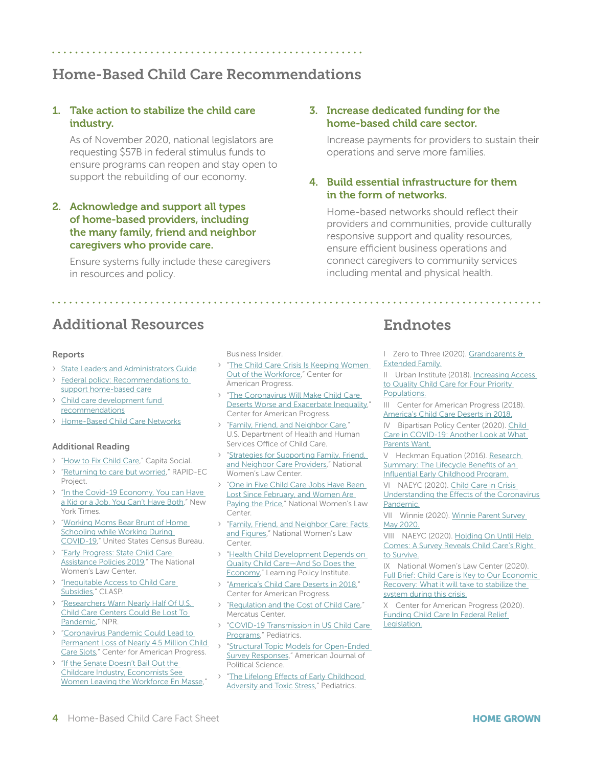## Home-Based Child Care Recommendations

1. **Take action to stabilize the child care industry.**

   As of November 2020, national legislators are requesting $57B in federal stimulus funds to ensure programs can reopen and stay open to support the rebuilding of our economy.

2. **Acknowledge and support all types of home-based providers, including the many family, friend and neighbor caregivers who provide care.**

   Ensure systems fully include these caregivers in resources and policy.

3. **Increase dedicated funding for the home-based child care sector.**

   Increase payments for providers to sustain their operations and serve more families.

4. **Build essential infrastructure for them in the form of networks.**

   Home-based networks should reflect their providers and communities, provide culturally responsive support and quality resources, ensure efficient business operations and connect caregivers to community services including mental and physical health.

## Additional Resources

### Reports

- State Leaders and Administrators Guide
- Federal policy: Recommendations to support home-based care
- Child care development fund recommendations
- Home-Based Child Care Networks

### Additional Reading

- "How to Fix Child Care," Capita Social.
- "Returning to care but worried," RAPID-EC Project.
- "In the Covid-19 Economy, You can Have a Kid or a Job. You Can't Have Both," New York Times.
- "Working Moms Bear Brunt of Home Schooling while Working During COVID-19," United States Census Bureau.
- "Early Progress: State Child Care Assistance Policies 2019," The National Women's Law Center.
- "Inequitable Access to Child Care Subsidies," CLASP.
- "Researchers Warn Nearly Half Of U.S. Child Care Centers Could Be Lost To Pandemic," NPR.
- "Coronavirus Pandemic Could Lead to Permanent Loss of Nearly 4.5 Million Child Care Slots," Center for American Progress.
- "If the Senate Doesn't Bail Out the Childcare Industry, Economists See Women Leaving the Workforce En Masse," Business Insider.
- "The Child Care Crisis Is Keeping Women Out of the Workforce," Center for American Progress.
- "The Coronavirus Will Make Child Care Deserts Worse and Exacerbate Inequality," Center for American Progress.
- "Family, Friend, and Neighbor Care," U.S. Department of Health and Human Services Office of Child Care.
- "Strategies for Supporting Family, Friend, and Neighbor Care Providers," National Women's Law Center.
- "One in Five Child Care Jobs Have Been Lost Since February, and Women Are Paying the Price," National Women's Law Center.
- "Family, Friend, and Neighbor Care: Facts and Figures," National Women's Law Center.
- "Health Child Development Depends on Quality Child Care—And So Does the Economy," Learning Policy Institute.
- "America's Child Care Deserts in 2018," Center for American Progress.
- "Regulation and the Cost of Child Care," Mercatus Center.
- "COVID-19 Transmission in US Child Care Programs," Pediatrics.
- "Structural Topic Models for Open-Ended Survey Responses," American Journal of Political Science.
- "The Lifelong Effects of Early Childhood Adversity and Toxic Stress," Pediatrics.

## Endnotes

I Zero to Three (2020). Grandparents & Extended Family.

II Urban Institute (2018). Increasing Access to Quality Child Care for Four Priority Populations.

III Center for American Progress (2018). America's Child Care Deserts in 2018.

IV Bipartisan Policy Center (2020). Child Care in COVID-19: Another Look at What Parents Want.

V Heckman Equation (2016). Research Summary: The Lifecycle Benefits of an Influential Early Childhood Program.

VI NAEYC (2020). Child Care in Crisis Understanding the Effects of the Coronavirus Pandemic.

VII Winnie (2020). Winnie Parent Survey May 2020.

VIII NAEYC (2020). Holding On Until Help Comes: A Survey Reveals Child Care's Right to Survive.

IX National Women's Law Center (2020). Full Brief: Child Care is Key to Our Economic Recovery: What it will take to stabilize the system during this crisis.

X Center for American Progress (2020). Funding Child Care In Federal Relief Legislation.